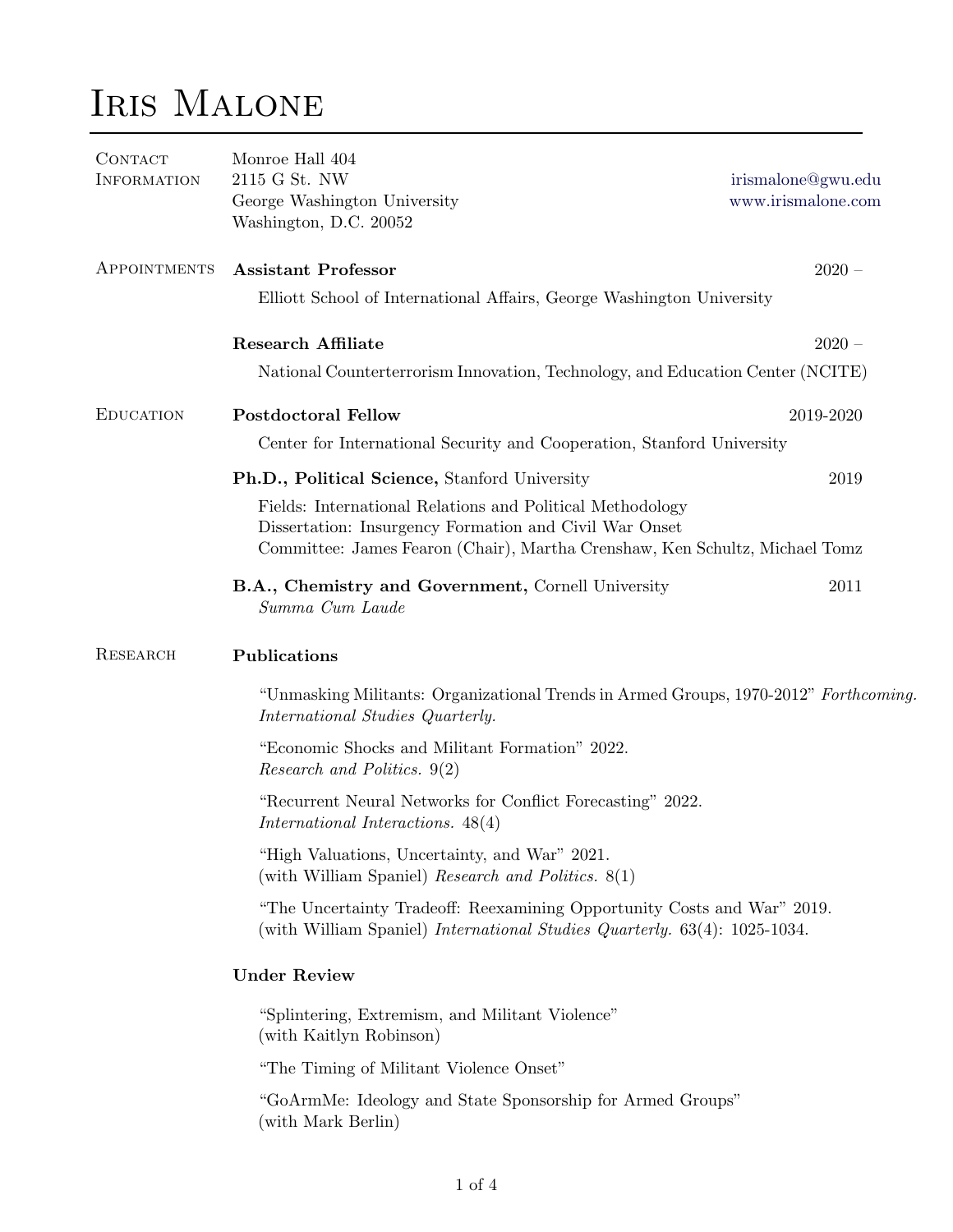# Iris Malone

## Contact Information

Monroe Hall 404
2115 G St. NW
George Washington University
Washington, D.C. 20052

irismalone@gwu.edu
www.irismalone.com

## Appointments

**Assistant Professor** — 2020 –

Elliott School of International Affairs, George Washington University

**Research Affiliate** — 2020 –

National Counterterrorism Innovation, Technology, and Education Center (NCITE)

## Education

**Postdoctoral Fellow** — 2019-2020

Center for International Security and Cooperation, Stanford University

**Ph.D., Political Science,** Stanford University — 2019

Fields: International Relations and Political Methodology
Dissertation: Insurgency Formation and Civil War Onset
Committee: James Fearon (Chair), Martha Crenshaw, Ken Schultz, Michael Tomz

**B.A., Chemistry and Government,** Cornell University — 2011

*Summa Cum Laude*

## Research

### Publications

"Unmasking Militants: Organizational Trends in Armed Groups, 1970-2012" *Forthcoming. International Studies Quarterly.*

"Economic Shocks and Militant Formation" 2022.
*Research and Politics.* 9(2)

"Recurrent Neural Networks for Conflict Forecasting" 2022.
*International Interactions.* 48(4)

"High Valuations, Uncertainty, and War" 2021.
(with William Spaniel) *Research and Politics.* 8(1)

"The Uncertainty Tradeoff: Reexamining Opportunity Costs and War" 2019.
(with William Spaniel) *International Studies Quarterly.* 63(4): 1025-1034.

### Under Review

"Splintering, Extremism, and Militant Violence"
(with Kaitlyn Robinson)

"The Timing of Militant Violence Onset"

"GoArmMe: Ideology and State Sponsorship for Armed Groups"
(with Mark Berlin)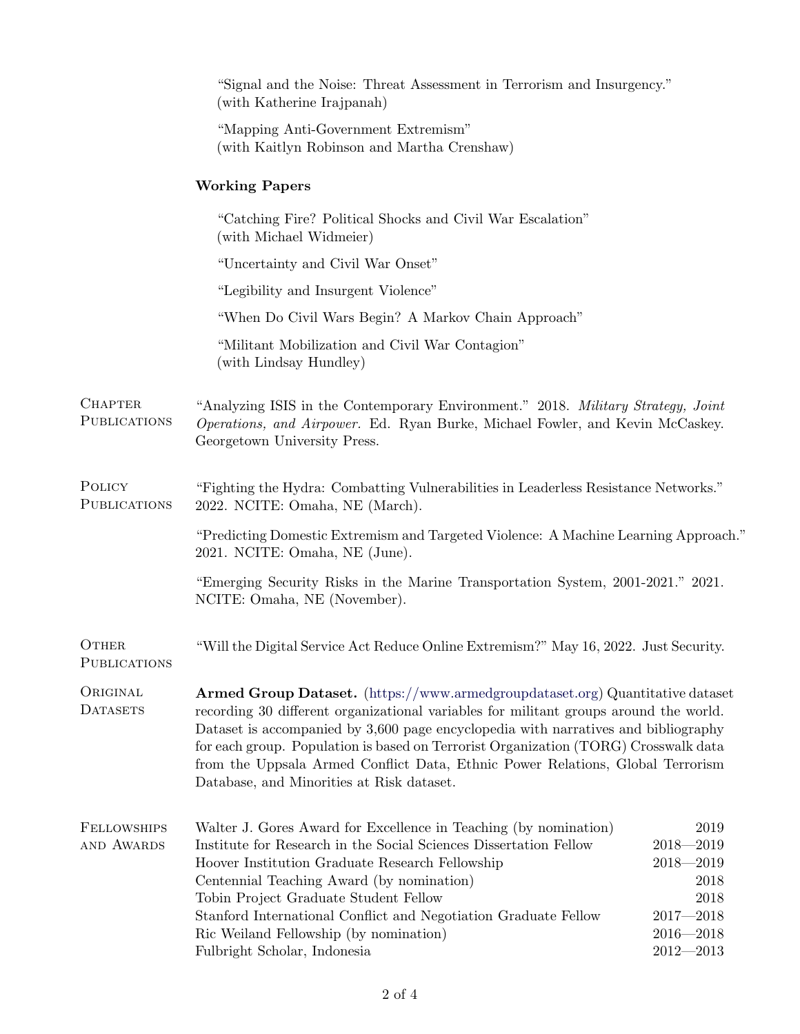"Signal and the Noise: Threat Assessment in Terrorism and Insurgency."
(with Katherine Irajpanah)

"Mapping Anti-Government Extremism"
(with Kaitlyn Robinson and Martha Crenshaw)

### Working Papers

"Catching Fire? Political Shocks and Civil War Escalation"
(with Michael Widmeier)

"Uncertainty and Civil War Onset"

"Legibility and Insurgent Violence"

"When Do Civil Wars Begin? A Markov Chain Approach"

"Militant Mobilization and Civil War Contagion"
(with Lindsay Hundley)

## Chapter Publications

"Analyzing ISIS in the Contemporary Environment." 2018. *Military Strategy, Joint Operations, and Airpower.* Ed. Ryan Burke, Michael Fowler, and Kevin McCaskey. Georgetown University Press.

## Policy Publications

"Fighting the Hydra: Combatting Vulnerabilities in Leaderless Resistance Networks." 2022. NCITE: Omaha, NE (March).

"Predicting Domestic Extremism and Targeted Violence: A Machine Learning Approach." 2021. NCITE: Omaha, NE (June).

"Emerging Security Risks in the Marine Transportation System, 2001-2021." 2021. NCITE: Omaha, NE (November).

## Other Publications

"Will the Digital Service Act Reduce Online Extremism?" May 16, 2022. Just Security.

## Original Datasets

**Armed Group Dataset.** (https://www.armedgroupdataset.org) Quantitative dataset recording 30 different organizational variables for militant groups around the world. Dataset is accompanied by 3,600 page encyclopedia with narratives and bibliography for each group. Population is based on Terrorist Organization (TORG) Crosswalk data from the Uppsala Armed Conflict Data, Ethnic Power Relations, Global Terrorism Database, and Minorities at Risk dataset.

## Fellowships and Awards

| | |
|---|---|
| Walter J. Gores Award for Excellence in Teaching (by nomination) | 2019 |
| Institute for Research in the Social Sciences Dissertation Fellow | 2018—2019 |
| Hoover Institution Graduate Research Fellowship | 2018—2019 |
| Centennial Teaching Award (by nomination) | 2018 |
| Tobin Project Graduate Student Fellow | 2018 |
| Stanford International Conflict and Negotiation Graduate Fellow | 2017—2018 |
| Ric Weiland Fellowship (by nomination) | 2016—2018 |
| Fulbright Scholar, Indonesia | 2012—2013 |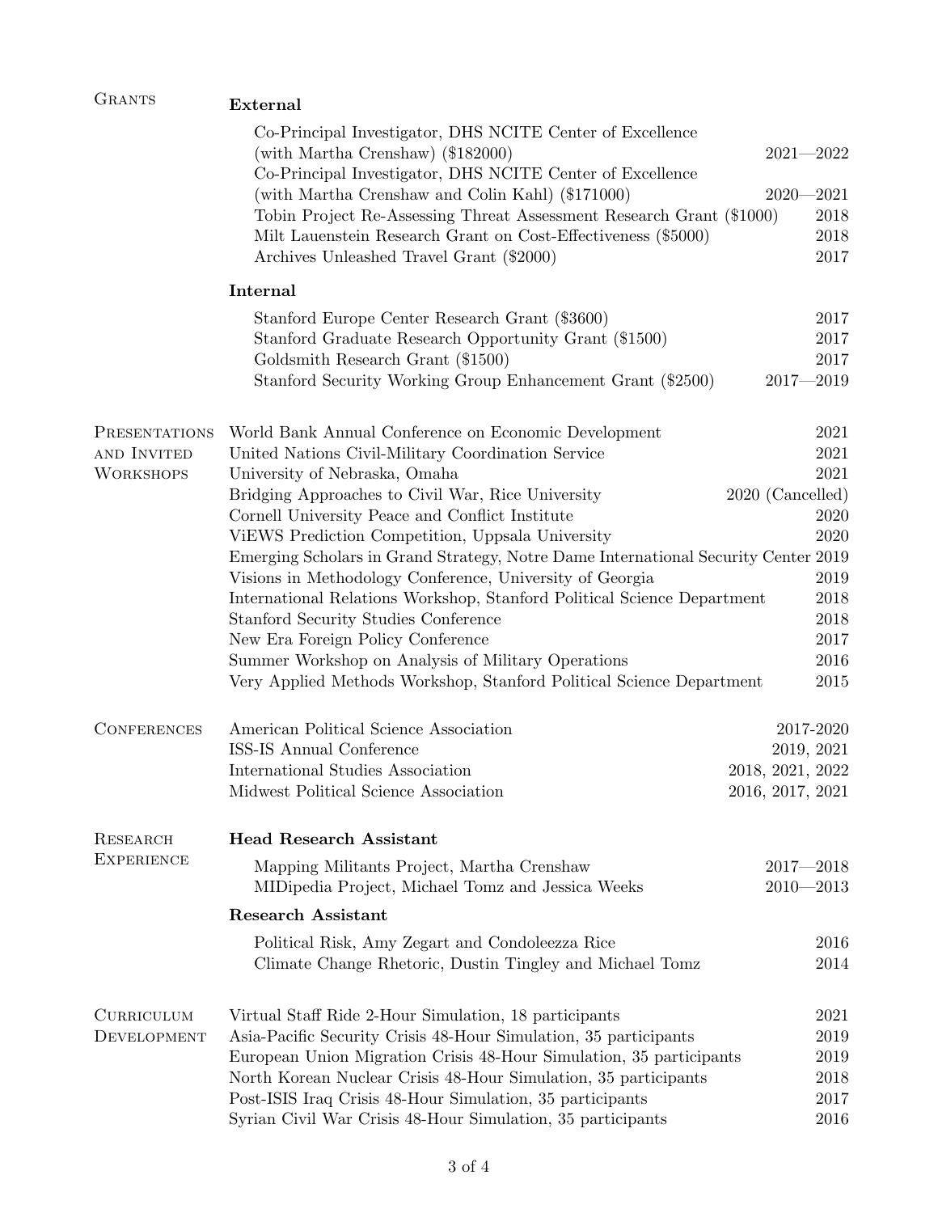## Grants

### External

- Co-Principal Investigator, DHS NCITE Center of Excellence (with Martha Crenshaw) ($182000) — 2021—2022
- Co-Principal Investigator, DHS NCITE Center of Excellence (with Martha Crenshaw and Colin Kahl) ($171000) — 2020—2021
- Tobin Project Re-Assessing Threat Assessment Research Grant ($1000) — 2018
- Milt Lauenstein Research Grant on Cost-Effectiveness ($5000) — 2018
- Archives Unleashed Travel Grant ($2000) — 2017

### Internal

- Stanford Europe Center Research Grant ($3600) — 2017
- Stanford Graduate Research Opportunity Grant ($1500) — 2017
- Goldsmith Research Grant ($1500) — 2017
- Stanford Security Working Group Enhancement Grant ($2500) — 2017—2019

## Presentations and Invited Workshops

- World Bank Annual Conference on Economic Development — 2021
- United Nations Civil-Military Coordination Service — 2021
- University of Nebraska, Omaha — 2021
- Bridging Approaches to Civil War, Rice University — 2020 (Cancelled)
- Cornell University Peace and Conflict Institute — 2020
- ViEWS Prediction Competition, Uppsala University — 2020
- Emerging Scholars in Grand Strategy, Notre Dame International Security Center — 2019
- Visions in Methodology Conference, University of Georgia — 2019
- International Relations Workshop, Stanford Political Science Department — 2018
- Stanford Security Studies Conference — 2018
- New Era Foreign Policy Conference — 2017
- Summer Workshop on Analysis of Military Operations — 2016
- Very Applied Methods Workshop, Stanford Political Science Department — 2015

## Conferences

- American Political Science Association — 2017-2020
- ISS-IS Annual Conference — 2019, 2021
- International Studies Association — 2018, 2021, 2022
- Midwest Political Science Association — 2016, 2017, 2021

## Research Experience

### Head Research Assistant

- Mapping Militants Project, Martha Crenshaw — 2017—2018
- MIDipedia Project, Michael Tomz and Jessica Weeks — 2010—2013

### Research Assistant

- Political Risk, Amy Zegart and Condoleezza Rice — 2016
- Climate Change Rhetoric, Dustin Tingley and Michael Tomz — 2014

## Curriculum Development

- Virtual Staff Ride 2-Hour Simulation, 18 participants — 2021
- Asia-Pacific Security Crisis 48-Hour Simulation, 35 participants — 2019
- European Union Migration Crisis 48-Hour Simulation, 35 participants — 2019
- North Korean Nuclear Crisis 48-Hour Simulation, 35 participants — 2018
- Post-ISIS Iraq Crisis 48-Hour Simulation, 35 participants — 2017
- Syrian Civil War Crisis 48-Hour Simulation, 35 participants — 2016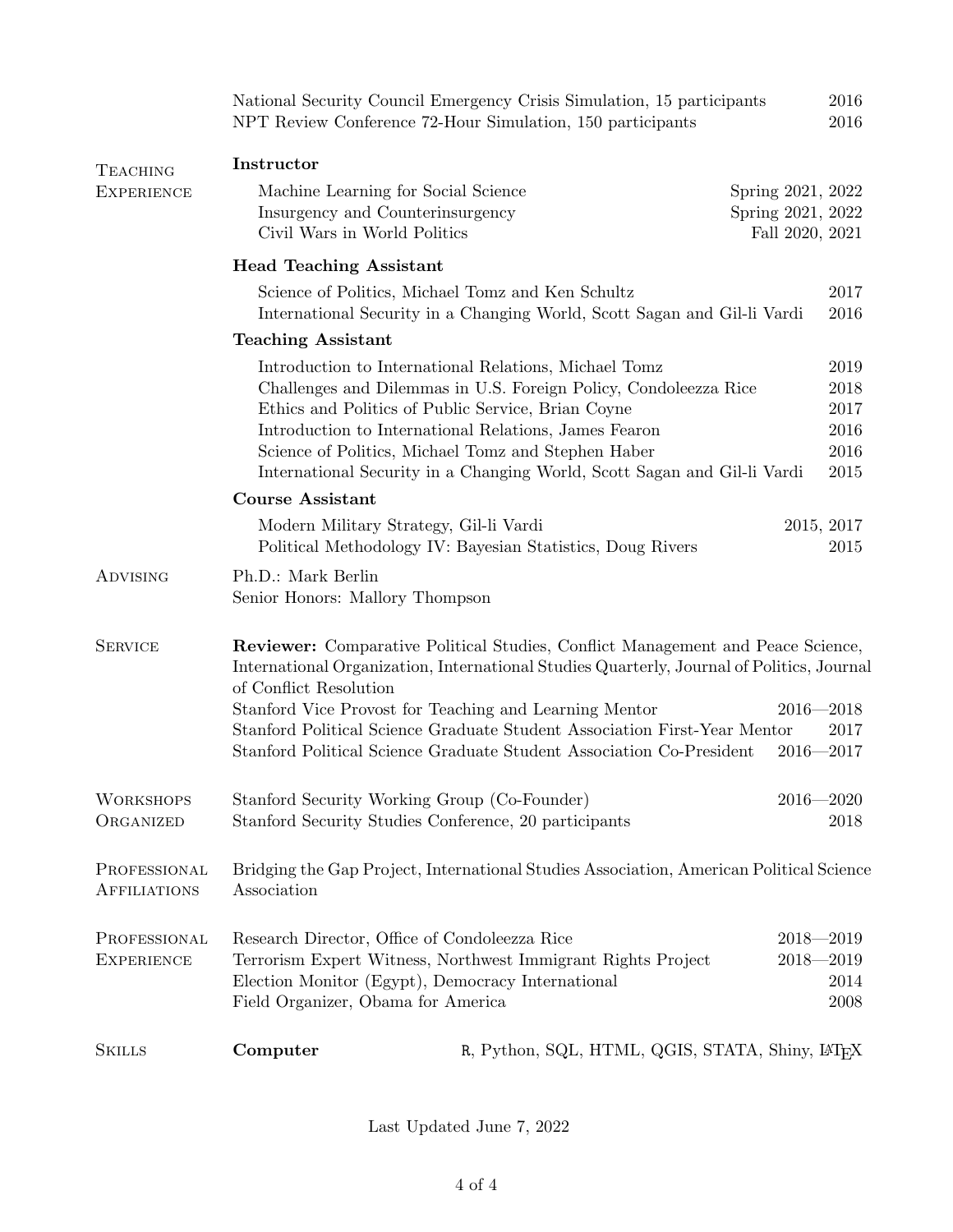National Security Council Emergency Crisis Simulation, 15 participants — 2016
NPT Review Conference 72-Hour Simulation, 150 participants — 2016

## Teaching Experience

**Instructor**

- Machine Learning for Social Science — Spring 2021, 2022
- Insurgency and Counterinsurgency — Spring 2021, 2022
- Civil Wars in World Politics — Fall 2020, 2021

**Head Teaching Assistant**

- Science of Politics, Michael Tomz and Ken Schultz — 2017
- International Security in a Changing World, Scott Sagan and Gil-li Vardi — 2016

**Teaching Assistant**

- Introduction to International Relations, Michael Tomz — 2019
- Challenges and Dilemmas in U.S. Foreign Policy, Condoleezza Rice — 2018
- Ethics and Politics of Public Service, Brian Coyne — 2017
- Introduction to International Relations, James Fearon — 2016
- Science of Politics, Michael Tomz and Stephen Haber — 2016
- International Security in a Changing World, Scott Sagan and Gil-li Vardi — 2015

**Course Assistant**

- Modern Military Strategy, Gil-li Vardi — 2015, 2017
- Political Methodology IV: Bayesian Statistics, Doug Rivers — 2015

## Advising

Ph.D.: Mark Berlin
Senior Honors: Mallory Thompson

## Service

**Reviewer:** Comparative Political Studies, Conflict Management and Peace Science, International Organization, International Studies Quarterly, Journal of Politics, Journal of Conflict Resolution

- Stanford Vice Provost for Teaching and Learning Mentor — 2016—2018
- Stanford Political Science Graduate Student Association First-Year Mentor — 2017
- Stanford Political Science Graduate Student Association Co-President — 2016—2017

## Workshops Organized

- Stanford Security Working Group (Co-Founder) — 2016—2020
- Stanford Security Studies Conference, 20 participants — 2018

## Professional Affiliations

Bridging the Gap Project, International Studies Association, American Political Science Association

## Professional Experience

- Research Director, Office of Condoleezza Rice — 2018—2019
- Terrorism Expert Witness, Northwest Immigrant Rights Project — 2018—2019
- Election Monitor (Egypt), Democracy International — 2014
- Field Organizer, Obama for America — 2008

## Skills

**Computer** R, Python, SQL, HTML, QGIS, STATA, Shiny, LaTeX

Last Updated June 7, 2022